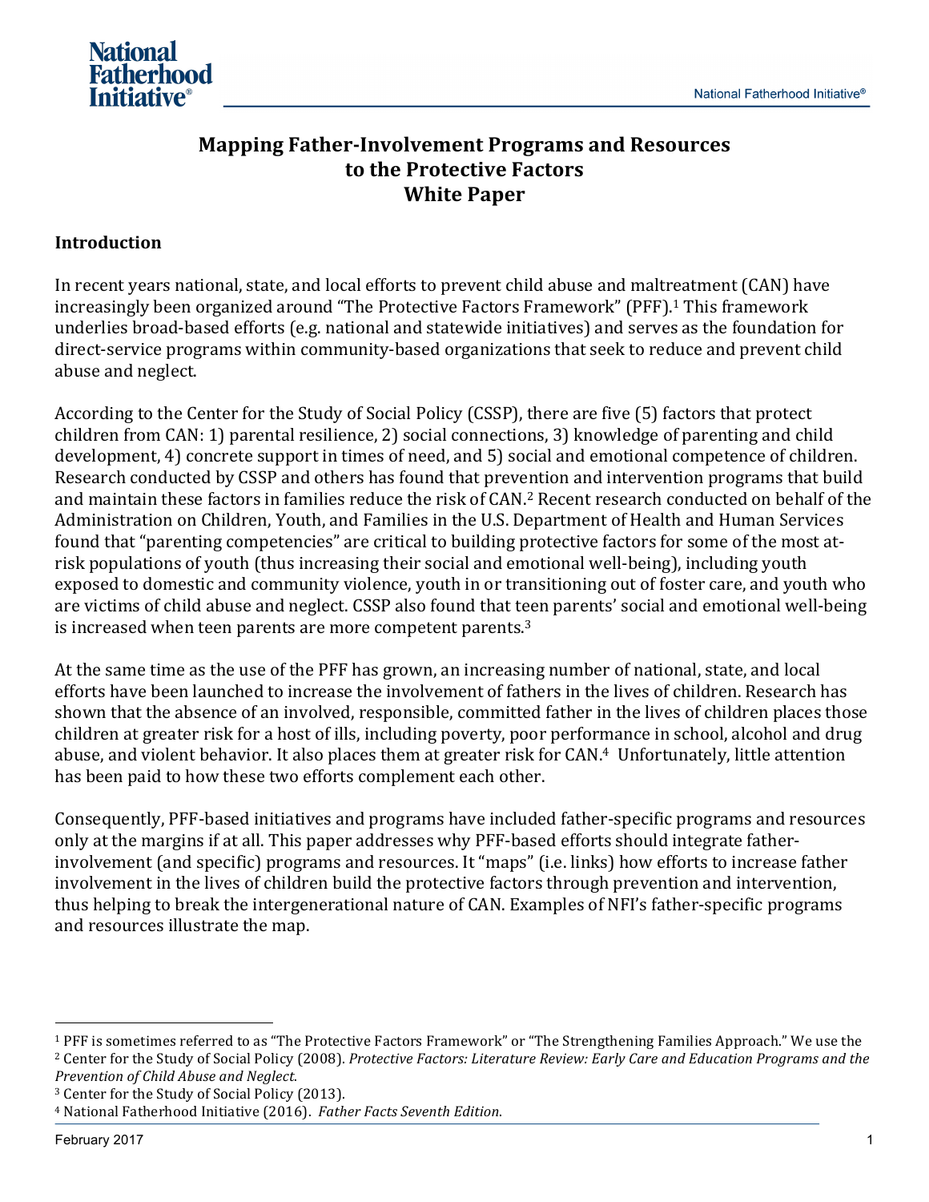# Mapping Father-Involvement Programs and Resources to the Protective Factors White Paper

## Introduction

In recent years national, state, and local efforts to prevent child abuse and maltreatment (CAN) have increasingly been organized around "The Protective Factors Framework" (PFF).[1] This framework underlies broad-based efforts (e.g. national and statewide initiatives) and serves as the foundation for direct-service programs within community-based organizations that seek to reduce and prevent child abuse and neglect.

According to the Center for the Study of Social Policy (CSSP), there are five (5) factors that protect children from CAN: 1) parental resilience, 2) social connections, 3) knowledge of parenting and child development, 4) concrete support in times of need, and 5) social and emotional competence of children. Research conducted by CSSP and others has found that prevention and intervention programs that build and maintain these factors in families reduce the risk of CAN.[2] Recent research conducted on behalf of the Administration on Children, Youth, and Families in the U.S. Department of Health and Human Services found that "parenting competencies" are critical to building protective factors for some of the most at-risk populations of youth (thus increasing their social and emotional well-being), including youth exposed to domestic and community violence, youth in or transitioning out of foster care, and youth who are victims of child abuse and neglect. CSSP also found that teen parents' social and emotional well-being is increased when teen parents are more competent parents.[3]

At the same time as the use of the PFF has grown, an increasing number of national, state, and local efforts have been launched to increase the involvement of fathers in the lives of children. Research has shown that the absence of an involved, responsible, committed father in the lives of children places those children at greater risk for a host of ills, including poverty, poor performance in school, alcohol and drug abuse, and violent behavior. It also places them at greater risk for CAN.[4] Unfortunately, little attention has been paid to how these two efforts complement each other.

Consequently, PFF-based initiatives and programs have included father-specific programs and resources only at the margins if at all. This paper addresses why PFF-based efforts should integrate father-involvement (and specific) programs and resources. It "maps" (i.e. links) how efforts to increase father involvement in the lives of children build the protective factors through prevention and intervention, thus helping to break the intergenerational nature of CAN. Examples of NFI's father-specific programs and resources illustrate the map.

---

[1] PFF is sometimes referred to as "The Protective Factors Framework" or "The Strengthening Families Approach." We use the

[2] Center for the Study of Social Policy (2008). *Protective Factors: Literature Review: Early Care and Education Programs and the Prevention of Child Abuse and Neglect*.

[3] Center for the Study of Social Policy (2013).

[4] National Fatherhood Initiative (2016). *Father Facts Seventh Edition*.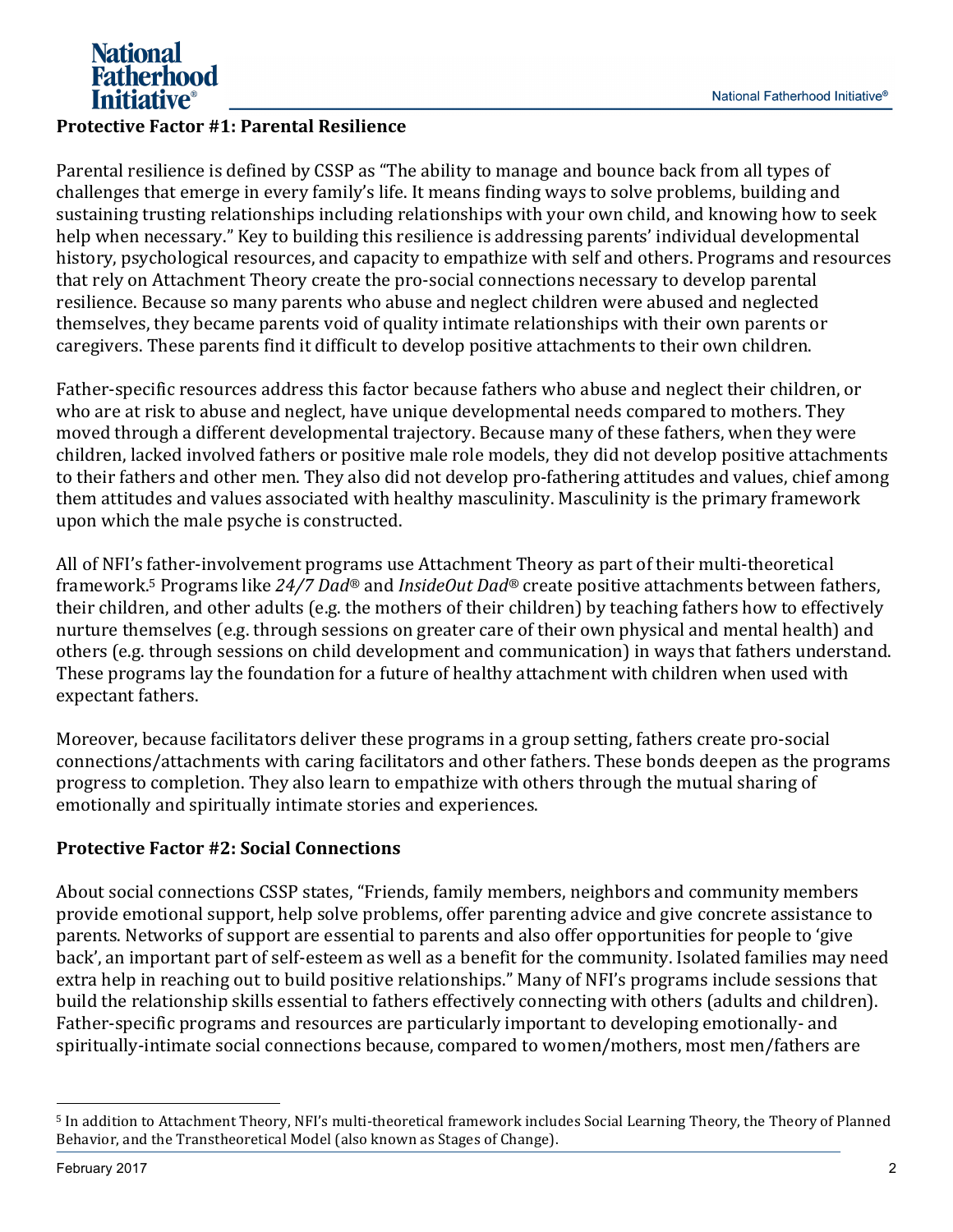**Protective Factor #1: Parental Resilience**

Parental resilience is defined by CSSP as "The ability to manage and bounce back from all types of challenges that emerge in every family's life. It means finding ways to solve problems, building and sustaining trusting relationships including relationships with your own child, and knowing how to seek help when necessary." Key to building this resilience is addressing parents' individual developmental history, psychological resources, and capacity to empathize with self and others. Programs and resources that rely on Attachment Theory create the pro-social connections necessary to develop parental resilience. Because so many parents who abuse and neglect children were abused and neglected themselves, they became parents void of quality intimate relationships with their own parents or caregivers. These parents find it difficult to develop positive attachments to their own children.

Father-specific resources address this factor because fathers who abuse and neglect their children, or who are at risk to abuse and neglect, have unique developmental needs compared to mothers. They moved through a different developmental trajectory. Because many of these fathers, when they were children, lacked involved fathers or positive male role models, they did not develop positive attachments to their fathers and other men. They also did not develop pro-fathering attitudes and values, chief among them attitudes and values associated with healthy masculinity. Masculinity is the primary framework upon which the male psyche is constructed.

All of NFI's father-involvement programs use Attachment Theory as part of their multi-theoretical framework.[5] Programs like *24/7 Dad*® and *InsideOut Dad*® create positive attachments between fathers, their children, and other adults (e.g. the mothers of their children) by teaching fathers how to effectively nurture themselves (e.g. through sessions on greater care of their own physical and mental health) and others (e.g. through sessions on child development and communication) in ways that fathers understand. These programs lay the foundation for a future of healthy attachment with children when used with expectant fathers.

Moreover, because facilitators deliver these programs in a group setting, fathers create pro-social connections/attachments with caring facilitators and other fathers. These bonds deepen as the programs progress to completion. They also learn to empathize with others through the mutual sharing of emotionally and spiritually intimate stories and experiences.

**Protective Factor #2: Social Connections**

About social connections CSSP states, "Friends, family members, neighbors and community members provide emotional support, help solve problems, offer parenting advice and give concrete assistance to parents. Networks of support are essential to parents and also offer opportunities for people to 'give back', an important part of self-esteem as well as a benefit for the community. Isolated families may need extra help in reaching out to build positive relationships." Many of NFI's programs include sessions that build the relationship skills essential to fathers effectively connecting with others (adults and children). Father-specific programs and resources are particularly important to developing emotionally- and spiritually-intimate social connections because, compared to women/mothers, most men/fathers are

[5] In addition to Attachment Theory, NFI's multi-theoretical framework includes Social Learning Theory, the Theory of Planned Behavior, and the Transtheoretical Model (also known as Stages of Change).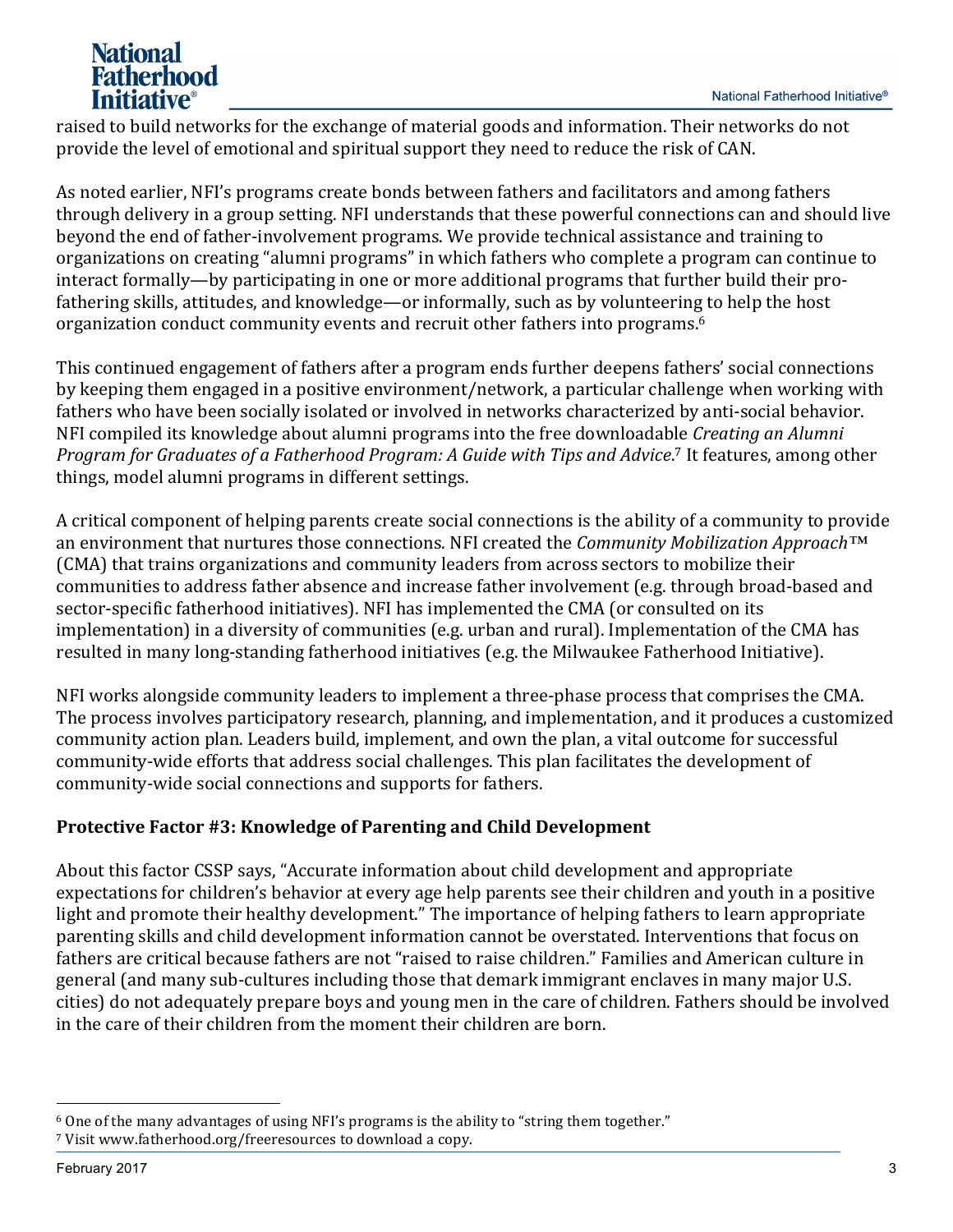raised to build networks for the exchange of material goods and information. Their networks do not provide the level of emotional and spiritual support they need to reduce the risk of CAN.

As noted earlier, NFI's programs create bonds between fathers and facilitators and among fathers through delivery in a group setting. NFI understands that these powerful connections can and should live beyond the end of father-involvement programs. We provide technical assistance and training to organizations on creating "alumni programs" in which fathers who complete a program can continue to interact formally—by participating in one or more additional programs that further build their pro-fathering skills, attitudes, and knowledge—or informally, such as by volunteering to help the host organization conduct community events and recruit other fathers into programs.[6]

This continued engagement of fathers after a program ends further deepens fathers' social connections by keeping them engaged in a positive environment/network, a particular challenge when working with fathers who have been socially isolated or involved in networks characterized by anti-social behavior. NFI compiled its knowledge about alumni programs into the free downloadable *Creating an Alumni Program for Graduates of a Fatherhood Program: A Guide with Tips and Advice*.[7] It features, among other things, model alumni programs in different settings.

A critical component of helping parents create social connections is the ability of a community to provide an environment that nurtures those connections. NFI created the *Community Mobilization Approach*™ (CMA) that trains organizations and community leaders from across sectors to mobilize their communities to address father absence and increase father involvement (e.g. through broad-based and sector-specific fatherhood initiatives). NFI has implemented the CMA (or consulted on its implementation) in a diversity of communities (e.g. urban and rural). Implementation of the CMA has resulted in many long-standing fatherhood initiatives (e.g. the Milwaukee Fatherhood Initiative).

NFI works alongside community leaders to implement a three-phase process that comprises the CMA. The process involves participatory research, planning, and implementation, and it produces a customized community action plan. Leaders build, implement, and own the plan, a vital outcome for successful community-wide efforts that address social challenges. This plan facilitates the development of community-wide social connections and supports for fathers.

**Protective Factor #3: Knowledge of Parenting and Child Development**

About this factor CSSP says, "Accurate information about child development and appropriate expectations for children's behavior at every age help parents see their children and youth in a positive light and promote their healthy development." The importance of helping fathers to learn appropriate parenting skills and child development information cannot be overstated. Interventions that focus on fathers are critical because fathers are not "raised to raise children." Families and American culture in general (and many sub-cultures including those that demark immigrant enclaves in many major U.S. cities) do not adequately prepare boys and young men in the care of children. Fathers should be involved in the care of their children from the moment their children are born.

---

[6] One of the many advantages of using NFI's programs is the ability to "string them together."

[7] Visit www.fatherhood.org/freeresources to download a copy.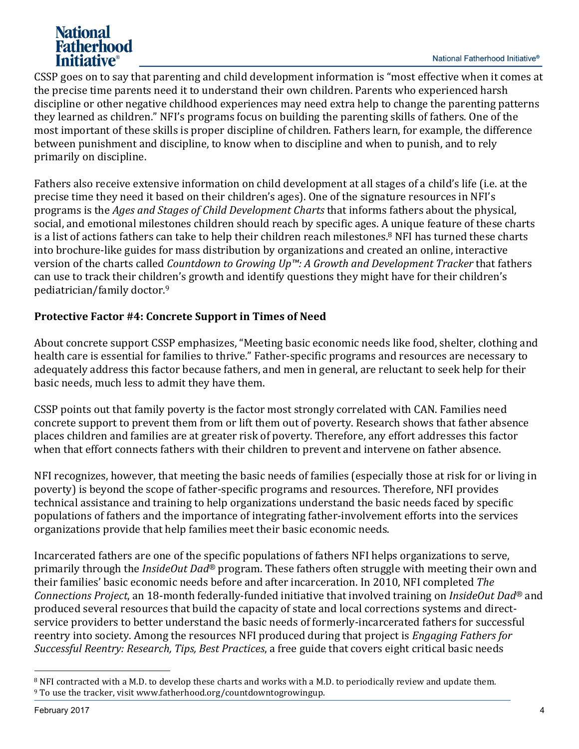CSSP goes on to say that parenting and child development information is "most effective when it comes at the precise time parents need it to understand their own children. Parents who experienced harsh discipline or other negative childhood experiences may need extra help to change the parenting patterns they learned as children." NFI's programs focus on building the parenting skills of fathers. One of the most important of these skills is proper discipline of children. Fathers learn, for example, the difference between punishment and discipline, to know when to discipline and when to punish, and to rely primarily on discipline.

Fathers also receive extensive information on child development at all stages of a child's life (i.e. at the precise time they need it based on their children's ages). One of the signature resources in NFI's programs is the *Ages and Stages of Child Development Charts* that informs fathers about the physical, social, and emotional milestones children should reach by specific ages. A unique feature of these charts is a list of actions fathers can take to help their children reach milestones.[8] NFI has turned these charts into brochure-like guides for mass distribution by organizations and created an online, interactive version of the charts called *Countdown to Growing Up™: A Growth and Development Tracker* that fathers can use to track their children's growth and identify questions they might have for their children's pediatrician/family doctor.[9]

**Protective Factor #4: Concrete Support in Times of Need**

About concrete support CSSP emphasizes, "Meeting basic economic needs like food, shelter, clothing and health care is essential for families to thrive." Father-specific programs and resources are necessary to adequately address this factor because fathers, and men in general, are reluctant to seek help for their basic needs, much less to admit they have them.

CSSP points out that family poverty is the factor most strongly correlated with CAN. Families need concrete support to prevent them from or lift them out of poverty. Research shows that father absence places children and families are at greater risk of poverty. Therefore, any effort addresses this factor when that effort connects fathers with their children to prevent and intervene on father absence.

NFI recognizes, however, that meeting the basic needs of families (especially those at risk for or living in poverty) is beyond the scope of father-specific programs and resources. Therefore, NFI provides technical assistance and training to help organizations understand the basic needs faced by specific populations of fathers and the importance of integrating father-involvement efforts into the services organizations provide that help families meet their basic economic needs.

Incarcerated fathers are one of the specific populations of fathers NFI helps organizations to serve, primarily through the *InsideOut Dad*® program. These fathers often struggle with meeting their own and their families' basic economic needs before and after incarceration. In 2010, NFI completed *The Connections Project*, an 18-month federally-funded initiative that involved training on *InsideOut Dad*® and produced several resources that build the capacity of state and local corrections systems and direct-service providers to better understand the basic needs of formerly-incarcerated fathers for successful reentry into society. Among the resources NFI produced during that project is *Engaging Fathers for Successful Reentry: Research, Tips, Best Practices*, a free guide that covers eight critical basic needs

[8] NFI contracted with a M.D. to develop these charts and works with a M.D. to periodically review and update them.
[9] To use the tracker, visit www.fatherhood.org/countdowntogrowingup.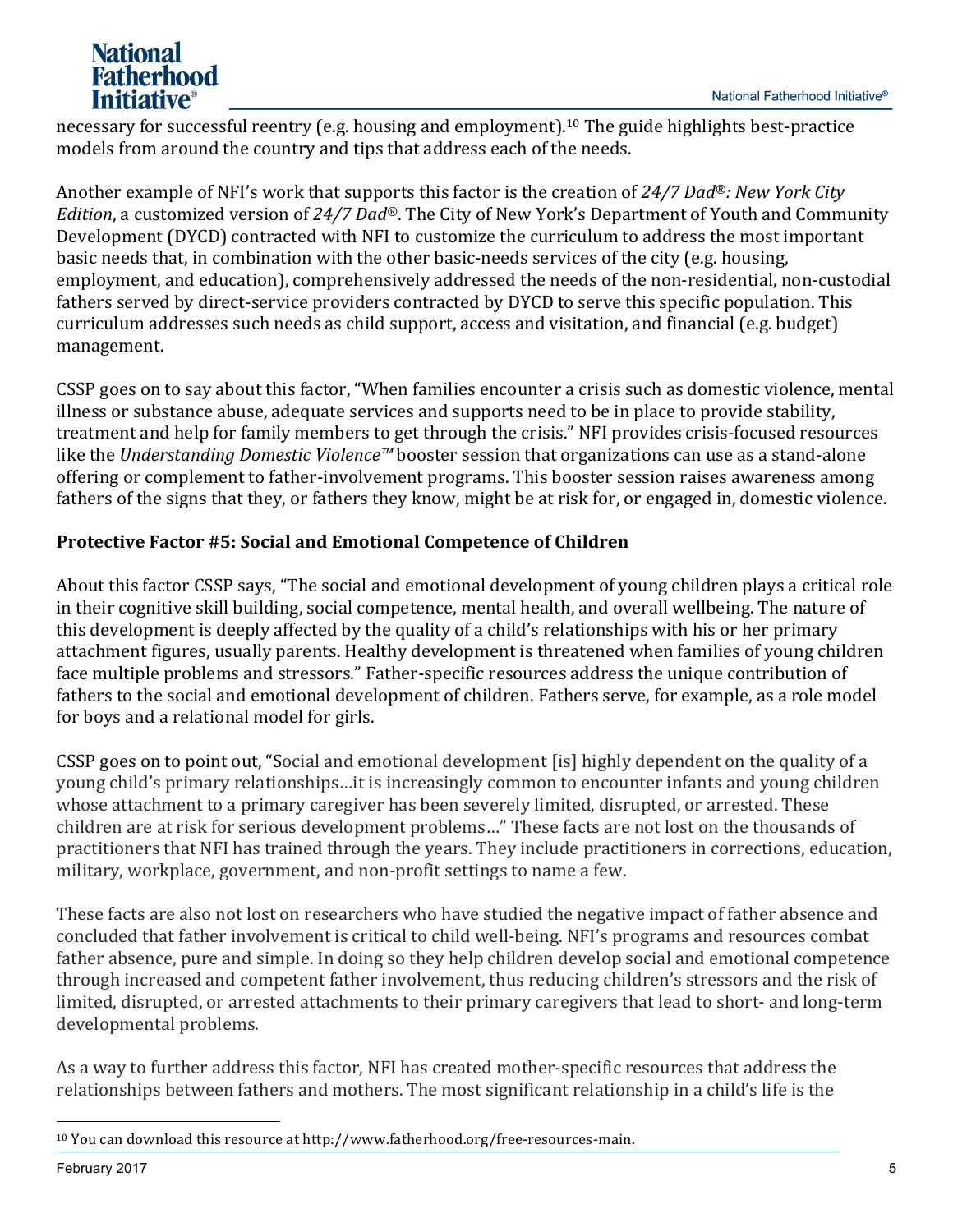necessary for successful reentry (e.g. housing and employment).[10] The guide highlights best-practice models from around the country and tips that address each of the needs.

Another example of NFI's work that supports this factor is the creation of *24/7 Dad®: New York City Edition*, a customized version of *24/7 Dad®*. The City of New York's Department of Youth and Community Development (DYCD) contracted with NFI to customize the curriculum to address the most important basic needs that, in combination with the other basic-needs services of the city (e.g. housing, employment, and education), comprehensively addressed the needs of the non-residential, non-custodial fathers served by direct-service providers contracted by DYCD to serve this specific population. This curriculum addresses such needs as child support, access and visitation, and financial (e.g. budget) management.

CSSP goes on to say about this factor, "When families encounter a crisis such as domestic violence, mental illness or substance abuse, adequate services and supports need to be in place to provide stability, treatment and help for family members to get through the crisis." NFI provides crisis-focused resources like the *Understanding Domestic Violence™* booster session that organizations can use as a stand-alone offering or complement to father-involvement programs. This booster session raises awareness among fathers of the signs that they, or fathers they know, might be at risk for, or engaged in, domestic violence.

**Protective Factor #5: Social and Emotional Competence of Children**

About this factor CSSP says, "The social and emotional development of young children plays a critical role in their cognitive skill building, social competence, mental health, and overall wellbeing. The nature of this development is deeply affected by the quality of a child's relationships with his or her primary attachment figures, usually parents. Healthy development is threatened when families of young children face multiple problems and stressors." Father-specific resources address the unique contribution of fathers to the social and emotional development of children. Fathers serve, for example, as a role model for boys and a relational model for girls.

CSSP goes on to point out, "Social and emotional development [is] highly dependent on the quality of a young child's primary relationships…it is increasingly common to encounter infants and young children whose attachment to a primary caregiver has been severely limited, disrupted, or arrested. These children are at risk for serious development problems…" These facts are not lost on the thousands of practitioners that NFI has trained through the years. They include practitioners in corrections, education, military, workplace, government, and non-profit settings to name a few.

These facts are also not lost on researchers who have studied the negative impact of father absence and concluded that father involvement is critical to child well-being. NFI's programs and resources combat father absence, pure and simple. In doing so they help children develop social and emotional competence through increased and competent father involvement, thus reducing children's stressors and the risk of limited, disrupted, or arrested attachments to their primary caregivers that lead to short- and long-term developmental problems.

As a way to further address this factor, NFI has created mother-specific resources that address the relationships between fathers and mothers. The most significant relationship in a child's life is the

[10] You can download this resource at http://www.fatherhood.org/free-resources-main.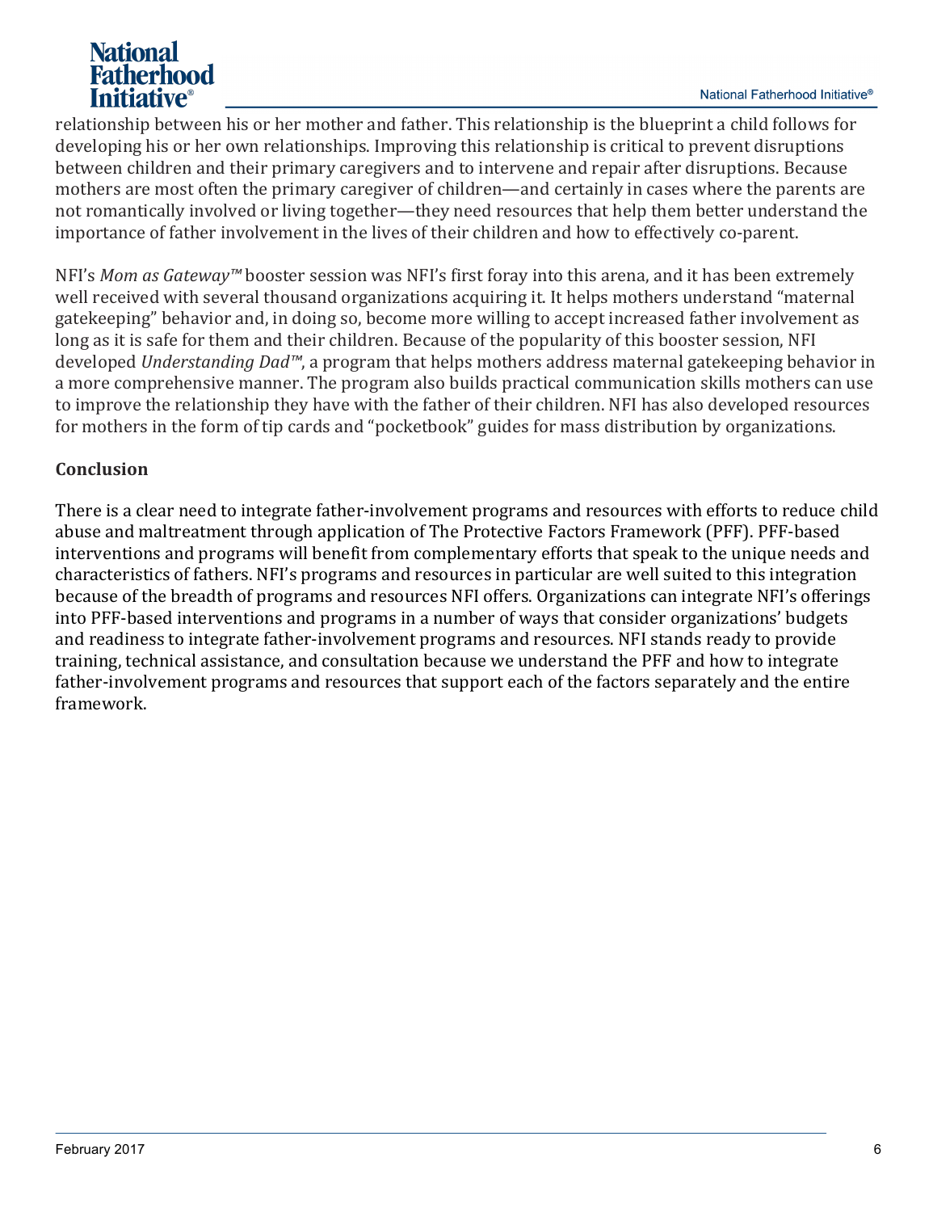relationship between his or her mother and father. This relationship is the blueprint a child follows for developing his or her own relationships. Improving this relationship is critical to prevent disruptions between children and their primary caregivers and to intervene and repair after disruptions. Because mothers are most often the primary caregiver of children—and certainly in cases where the parents are not romantically involved or living together—they need resources that help them better understand the importance of father involvement in the lives of their children and how to effectively co-parent.

NFI's *Mom as Gateway™* booster session was NFI's first foray into this arena, and it has been extremely well received with several thousand organizations acquiring it. It helps mothers understand "maternal gatekeeping" behavior and, in doing so, become more willing to accept increased father involvement as long as it is safe for them and their children. Because of the popularity of this booster session, NFI developed *Understanding Dad™*, a program that helps mothers address maternal gatekeeping behavior in a more comprehensive manner. The program also builds practical communication skills mothers can use to improve the relationship they have with the father of their children. NFI has also developed resources for mothers in the form of tip cards and "pocketbook" guides for mass distribution by organizations.

**Conclusion**

There is a clear need to integrate father-involvement programs and resources with efforts to reduce child abuse and maltreatment through application of The Protective Factors Framework (PFF). PFF-based interventions and programs will benefit from complementary efforts that speak to the unique needs and characteristics of fathers. NFI's programs and resources in particular are well suited to this integration because of the breadth of programs and resources NFI offers. Organizations can integrate NFI's offerings into PFF-based interventions and programs in a number of ways that consider organizations' budgets and readiness to integrate father-involvement programs and resources. NFI stands ready to provide training, technical assistance, and consultation because we understand the PFF and how to integrate father-involvement programs and resources that support each of the factors separately and the entire framework.